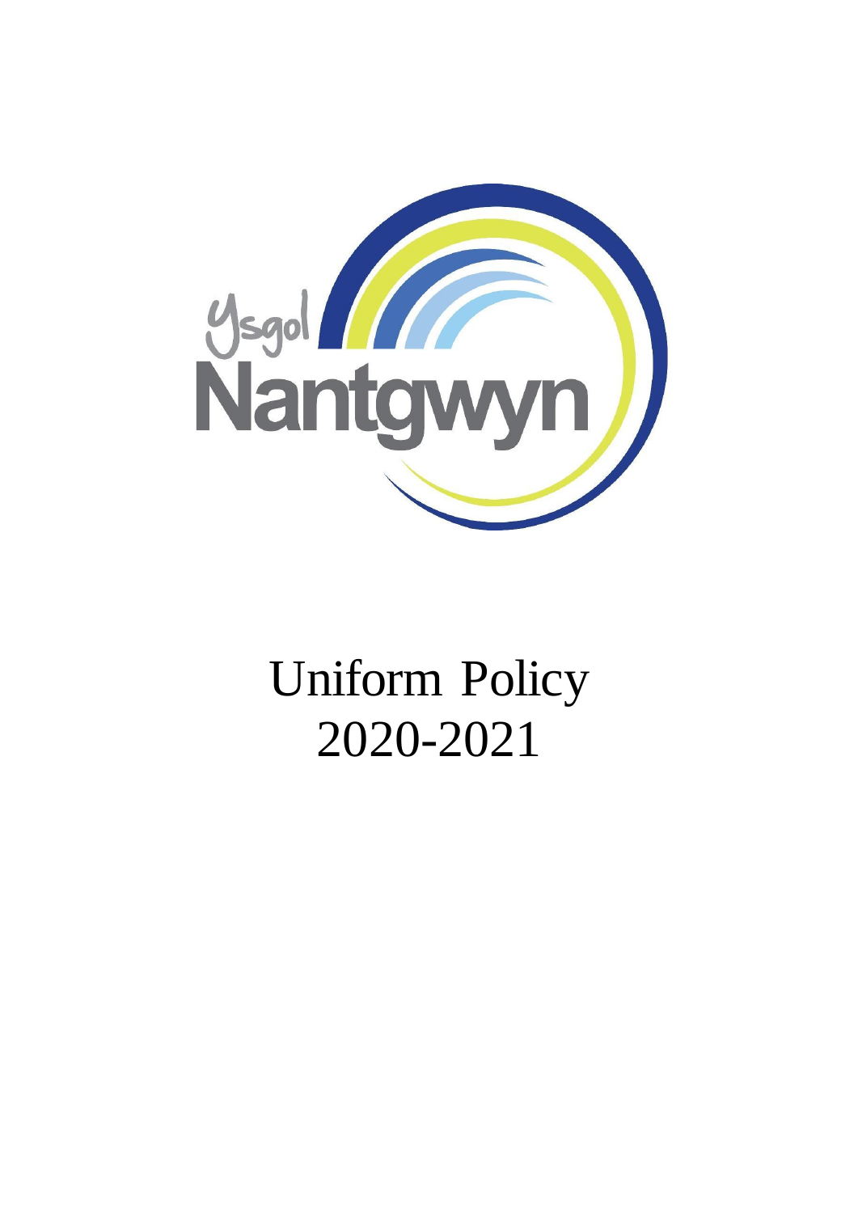Ysgol Nantgwyn

# Uniform Policy 2020-2021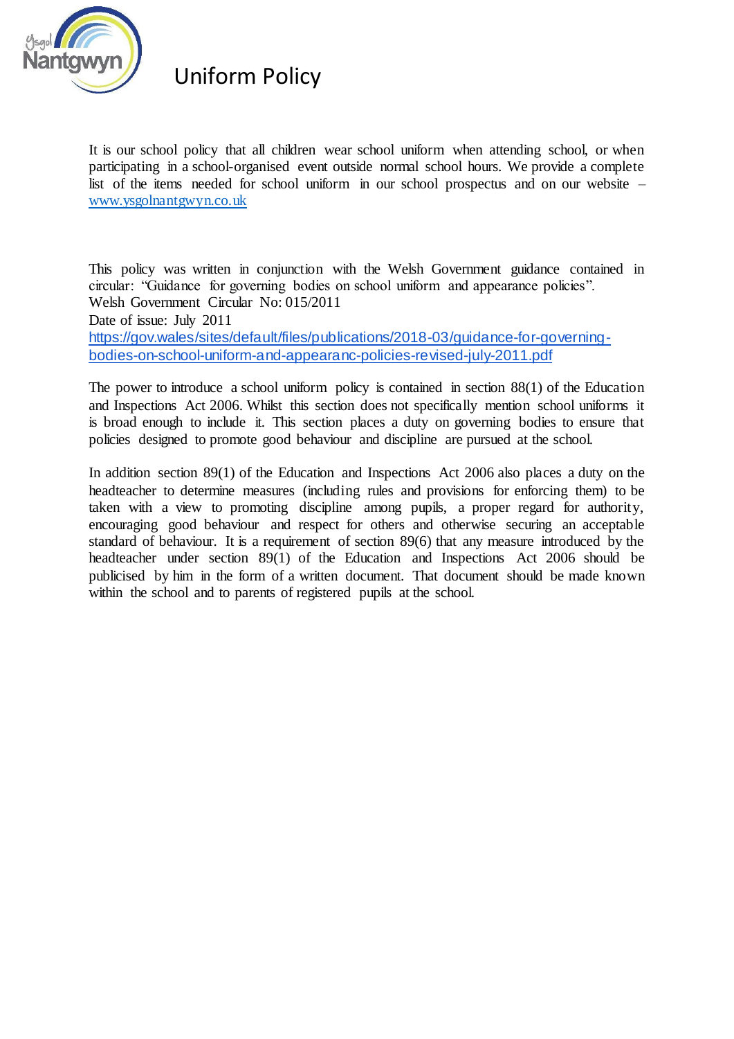# Uniform Policy

It is our school policy that all children wear school uniform when attending school, or when participating in a school-organised event outside normal school hours. We provide a complete list of the items needed for school uniform in our school prospectus and on our website – [www.ysgolnantgwyn.co.uk](www.ysgolnantgwyn.co.uk)

This policy was written in conjunction with the Welsh Government guidance contained in circular: "Guidance for governing bodies on school uniform and appearance policies".
Welsh Government Circular No: 015/2011
Date of issue: July 2011
[https://gov.wales/sites/default/files/publications/2018-03/guidance-for-governing-bodies-on-school-uniform-and-appearanc-policies-revised-july-2011.pdf](https://gov.wales/sites/default/files/publications/2018-03/guidance-for-governing-bodies-on-school-uniform-and-appearanc-policies-revised-july-2011.pdf)

The power to introduce a school uniform policy is contained in section 88(1) of the Education and Inspections Act 2006. Whilst this section does not specifically mention school uniforms it is broad enough to include it. This section places a duty on governing bodies to ensure that policies designed to promote good behaviour and discipline are pursued at the school.

In addition section 89(1) of the Education and Inspections Act 2006 also places a duty on the headteacher to determine measures (including rules and provisions for enforcing them) to be taken with a view to promoting discipline among pupils, a proper regard for authority, encouraging good behaviour and respect for others and otherwise securing an acceptable standard of behaviour. It is a requirement of section 89(6) that any measure introduced by the headteacher under section 89(1) of the Education and Inspections Act 2006 should be publicised by him in the form of a written document. That document should be made known within the school and to parents of registered pupils at the school.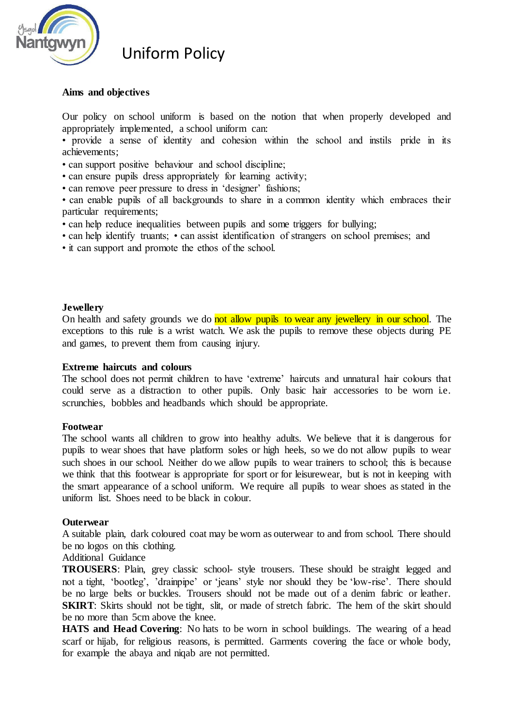# Uniform Policy

**Aims and objectives**

Our policy on school uniform is based on the notion that when properly developed and appropriately implemented, a school uniform can:

• provide a sense of identity and cohesion within the school and instils pride in its achievements;
• can support positive behaviour and school discipline;
• can ensure pupils dress appropriately for learning activity;
• can remove peer pressure to dress in 'designer' fashions;
• can enable pupils of all backgrounds to share in a common identity which embraces their particular requirements;
• can help reduce inequalities between pupils and some triggers for bullying;
• can help identify truants; • can assist identification of strangers on school premises; and
• it can support and promote the ethos of the school.

**Jewellery**

On health and safety grounds we do not allow pupils to wear any jewellery in our school. The exceptions to this rule is a wrist watch. We ask the pupils to remove these objects during PE and games, to prevent them from causing injury.

**Extreme haircuts and colours**

The school does not permit children to have 'extreme' haircuts and unnatural hair colours that could serve as a distraction to other pupils. Only basic hair accessories to be worn i.e. scrunchies, bobbles and headbands which should be appropriate.

**Footwear**

The school wants all children to grow into healthy adults. We believe that it is dangerous for pupils to wear shoes that have platform soles or high heels, so we do not allow pupils to wear such shoes in our school. Neither do we allow pupils to wear trainers to school; this is because we think that this footwear is appropriate for sport or for leisurewear, but is not in keeping with the smart appearance of a school uniform. We require all pupils to wear shoes as stated in the uniform list. Shoes need to be black in colour.

**Outerwear**

A suitable plain, dark coloured coat may be worn as outerwear to and from school. There should be no logos on this clothing.

Additional Guidance

**TROUSERS**: Plain, grey classic school- style trousers. These should be straight legged and not a tight, 'bootleg', 'drainpipe' or 'jeans' style nor should they be 'low-rise'. There should be no large belts or buckles. Trousers should not be made out of a denim fabric or leather.
**SKIRT**: Skirts should not be tight, slit, or made of stretch fabric. The hem of the skirt should be no more than 5cm above the knee.
**HATS and Head Covering**: No hats to be worn in school buildings. The wearing of a head scarf or hijab, for religious reasons, is permitted. Garments covering the face or whole body, for example the abaya and niqab are not permitted.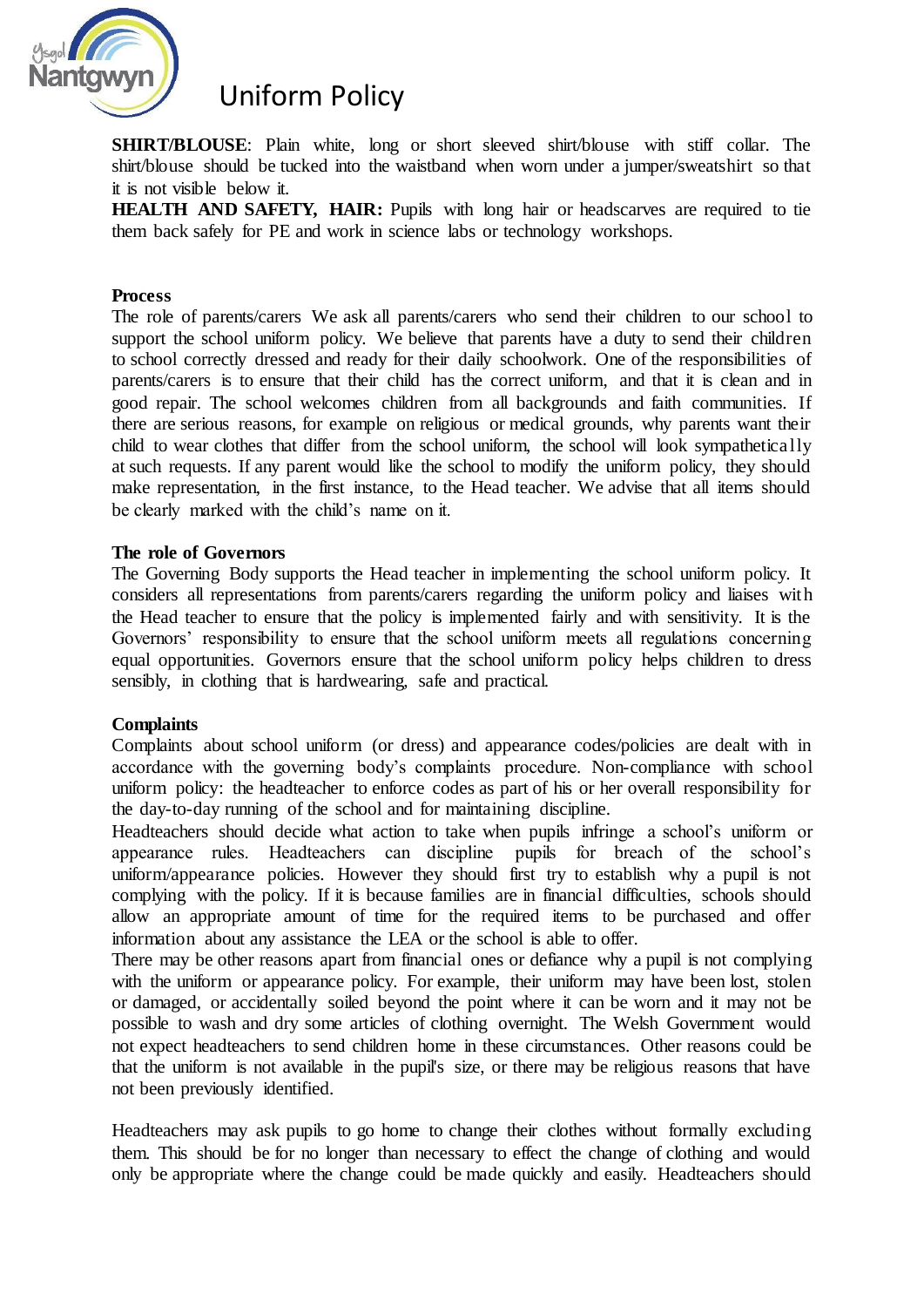# Uniform Policy

**SHIRT/BLOUSE**: Plain white, long or short sleeved shirt/blouse with stiff collar. The shirt/blouse should be tucked into the waistband when worn under a jumper/sweatshirt so that it is not visible below it.

**HEALTH AND SAFETY, HAIR:** Pupils with long hair or headscarves are required to tie them back safely for PE and work in science labs or technology workshops.

**Process**

The role of parents/carers We ask all parents/carers who send their children to our school to support the school uniform policy. We believe that parents have a duty to send their children to school correctly dressed and ready for their daily schoolwork. One of the responsibilities of parents/carers is to ensure that their child has the correct uniform, and that it is clean and in good repair. The school welcomes children from all backgrounds and faith communities. If there are serious reasons, for example on religious or medical grounds, why parents want their child to wear clothes that differ from the school uniform, the school will look sympathetically at such requests. If any parent would like the school to modify the uniform policy, they should make representation, in the first instance, to the Head teacher. We advise that all items should be clearly marked with the child's name on it.

**The role of Governors**

The Governing Body supports the Head teacher in implementing the school uniform policy. It considers all representations from parents/carers regarding the uniform policy and liaises with the Head teacher to ensure that the policy is implemented fairly and with sensitivity. It is the Governors' responsibility to ensure that the school uniform meets all regulations concerning equal opportunities. Governors ensure that the school uniform policy helps children to dress sensibly, in clothing that is hardwearing, safe and practical.

**Complaints**

Complaints about school uniform (or dress) and appearance codes/policies are dealt with in accordance with the governing body's complaints procedure. Non-compliance with school uniform policy: the headteacher to enforce codes as part of his or her overall responsibility for the day-to-day running of the school and for maintaining discipline.

Headteachers should decide what action to take when pupils infringe a school's uniform or appearance rules. Headteachers can discipline pupils for breach of the school's uniform/appearance policies. However they should first try to establish why a pupil is not complying with the policy. If it is because families are in financial difficulties, schools should allow an appropriate amount of time for the required items to be purchased and offer information about any assistance the LEA or the school is able to offer.

There may be other reasons apart from financial ones or defiance why a pupil is not complying with the uniform or appearance policy. For example, their uniform may have been lost, stolen or damaged, or accidentally soiled beyond the point where it can be worn and it may not be possible to wash and dry some articles of clothing overnight. The Welsh Government would not expect headteachers to send children home in these circumstances. Other reasons could be that the uniform is not available in the pupil's size, or there may be religious reasons that have not been previously identified.

Headteachers may ask pupils to go home to change their clothes without formally excluding them. This should be for no longer than necessary to effect the change of clothing and would only be appropriate where the change could be made quickly and easily. Headteachers should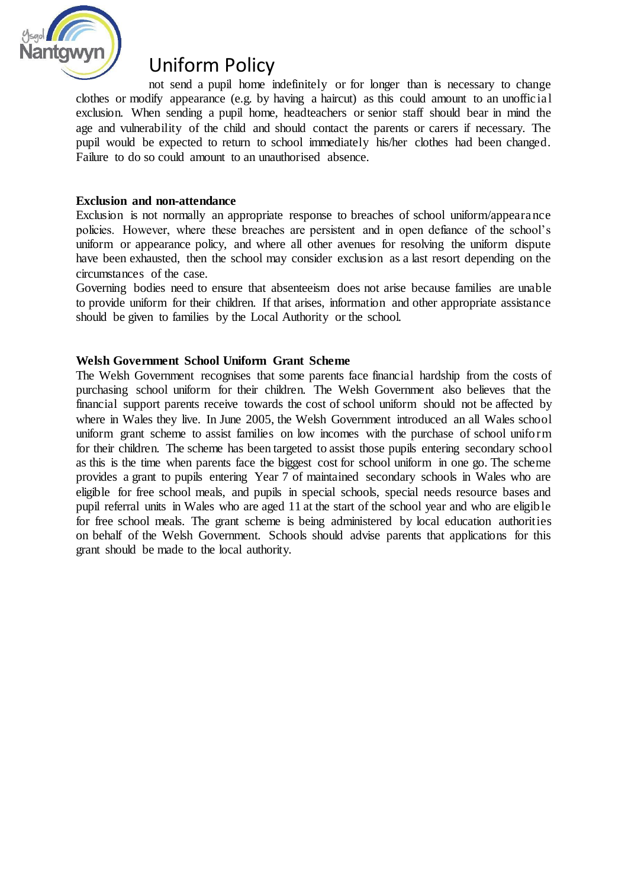not send a pupil home indefinitely or for longer than is necessary to change clothes or modify appearance (e.g. by having a haircut) as this could amount to an unofficial exclusion. When sending a pupil home, headteachers or senior staff should bear in mind the age and vulnerability of the child and should contact the parents or carers if necessary. The pupil would be expected to return to school immediately his/her clothes had been changed. Failure to do so could amount to an unauthorised absence.

**Exclusion and non-attendance**

Exclusion is not normally an appropriate response to breaches of school uniform/appearance policies. However, where these breaches are persistent and in open defiance of the school's uniform or appearance policy, and where all other avenues for resolving the uniform dispute have been exhausted, then the school may consider exclusion as a last resort depending on the circumstances of the case.

Governing bodies need to ensure that absenteeism does not arise because families are unable to provide uniform for their children. If that arises, information and other appropriate assistance should be given to families by the Local Authority or the school.

**Welsh Government School Uniform Grant Scheme**

The Welsh Government recognises that some parents face financial hardship from the costs of purchasing school uniform for their children. The Welsh Government also believes that the financial support parents receive towards the cost of school uniform should not be affected by where in Wales they live. In June 2005, the Welsh Government introduced an all Wales school uniform grant scheme to assist families on low incomes with the purchase of school uniform for their children. The scheme has been targeted to assist those pupils entering secondary school as this is the time when parents face the biggest cost for school uniform in one go. The scheme provides a grant to pupils entering Year 7 of maintained secondary schools in Wales who are eligible for free school meals, and pupils in special schools, special needs resource bases and pupil referral units in Wales who are aged 11 at the start of the school year and who are eligible for free school meals. The grant scheme is being administered by local education authorities on behalf of the Welsh Government. Schools should advise parents that applications for this grant should be made to the local authority.